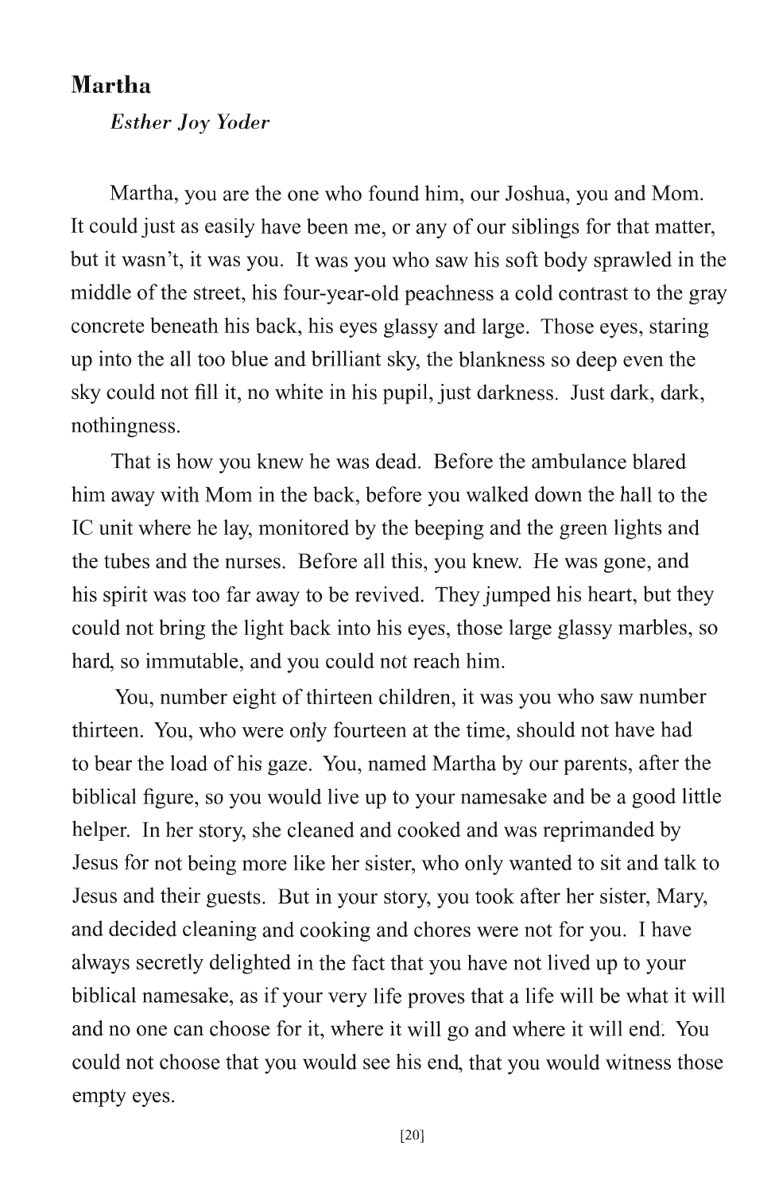## Martha

*Esther Joy Yoder*

Martha, you are the one who found him, our Joshua, you and Mom. It could just as easily have been me, or any of our siblings for that matter, but it wasn't, it was you. It was you who saw his soft body sprawled in the middle of the street, his four-year-old peachness a cold contrast to the gray concrete beneath his back, his eyes glassy and large. Those eyes, staring up into the all too blue and brilliant sky, the blankness so deep even the sky could not fill it, no white in his pupil, just darkness. Just dark, dark, nothingness.

That is how you knew he was dead. Before the ambulance blared him away with Mom in the back, before you walked down the hall to the IC unit where he lay, monitored by the beeping and the green lights and the tubes and the nurses. Before all this, you knew. He was gone, and his spirit was too far away to be revived. They jumped his heart, but they could not bring the light back into his eyes, those large glassy marbles, so hard, so immutable, and you could not reach him.

You, number eight of thirteen children, it was you who saw number thirteen. You, who were only fourteen at the time, should not have had to bear the load of his gaze. You, named Martha by our parents, after the biblical figure, so you would live up to your namesake and be a good little helper. In her story, she cleaned and cooked and was reprimanded by Jesus for not being more like her sister, who only wanted to sit and talk to Jesus and their guests. But in your story, you took after her sister, Mary, and decided cleaning and cooking and chores were not for you. I have always secretly delighted in the fact that you have not lived up to your biblical namesake, as if your very life proves that a life will be what it will and no one can choose for it, where it will go and where it will end. You could not choose that you would see his end, that you would witness those empty eyes.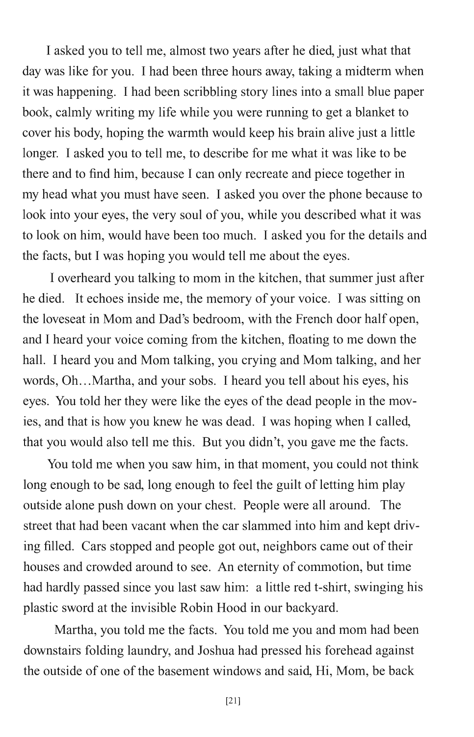I asked you to tell me, almost two years after he died, just what that day was like for you. I had been three hours away, taking a midterm when it was happening. I had been scribbling story lines into a small blue paper book, calmly writing my life while you were running to get a blanket to cover his body, hoping the warmth would keep his brain alive just a little longer. I asked you to tell me, to describe for me what it was like to be there and to find him, because I can only recreate and piece together in my head what you must have seen. I asked you over the phone because to look into your eyes, the very soul of you, while you described what it was to look on him, would have been too much. I asked you for the details and the facts, but I was hoping you would tell me about the eyes.

I overheard you talking to mom in the kitchen, that summer just after he died. It echoes inside me, the memory of your voice. I was sitting on the loveseat in Mom and Dad's bedroom, with the French door half open, and I heard your voice coming from the kitchen, floating to me down the hall. I heard you and Mom talking, you crying and Mom talking, and her words, Oh…Martha, and your sobs. I heard you tell about his eyes, his eyes. You told her they were like the eyes of the dead people in the movies, and that is how you knew he was dead. I was hoping when I called, that you would also tell me this. But you didn't, you gave me the facts.

You told me when you saw him, in that moment, you could not think long enough to be sad, long enough to feel the guilt of letting him play outside alone push down on your chest. People were all around. The street that had been vacant when the car slammed into him and kept driving filled. Cars stopped and people got out, neighbors came out of their houses and crowded around to see. An eternity of commotion, but time had hardly passed since you last saw him: a little red t-shirt, swinging his plastic sword at the invisible Robin Hood in our backyard.

Martha, you told me the facts. You told me you and mom had been downstairs folding laundry, and Joshua had pressed his forehead against the outside of one of the basement windows and said, Hi, Mom, be back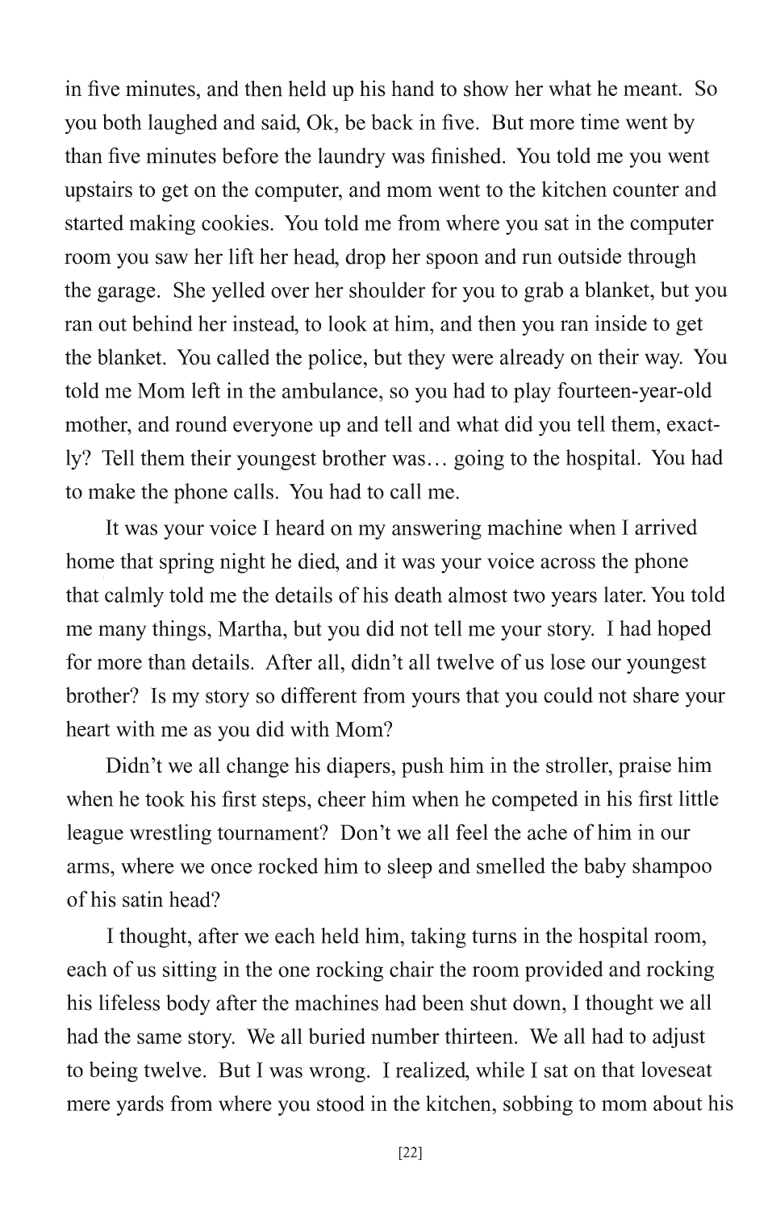in five minutes, and then held up his hand to show her what he meant. So you both laughed and said, Ok, be back in five. But more time went by than five minutes before the laundry was finished. You told me you went upstairs to get on the computer, and mom went to the kitchen counter and started making cookies. You told me from where you sat in the computer room you saw her lift her head, drop her spoon and run outside through the garage. She yelled over her shoulder for you to grab a blanket, but you ran out behind her instead, to look at him, and then you ran inside to get the blanket. You called the police, but they were already on their way. You told me Mom left in the ambulance, so you had to play fourteen-year-old mother, and round everyone up and tell and what did you tell them, exactly? Tell them their youngest brother was… going to the hospital. You had to make the phone calls. You had to call me.

It was your voice I heard on my answering machine when I arrived home that spring night he died, and it was your voice across the phone that calmly told me the details of his death almost two years later. You told me many things, Martha, but you did not tell me your story. I had hoped for more than details. After all, didn't all twelve of us lose our youngest brother? Is my story so different from yours that you could not share your heart with me as you did with Mom?

Didn't we all change his diapers, push him in the stroller, praise him when he took his first steps, cheer him when he competed in his first little league wrestling tournament? Don't we all feel the ache of him in our arms, where we once rocked him to sleep and smelled the baby shampoo of his satin head?

I thought, after we each held him, taking turns in the hospital room, each of us sitting in the one rocking chair the room provided and rocking his lifeless body after the machines had been shut down, I thought we all had the same story. We all buried number thirteen. We all had to adjust to being twelve. But I was wrong. I realized, while I sat on that loveseat mere yards from where you stood in the kitchen, sobbing to mom about his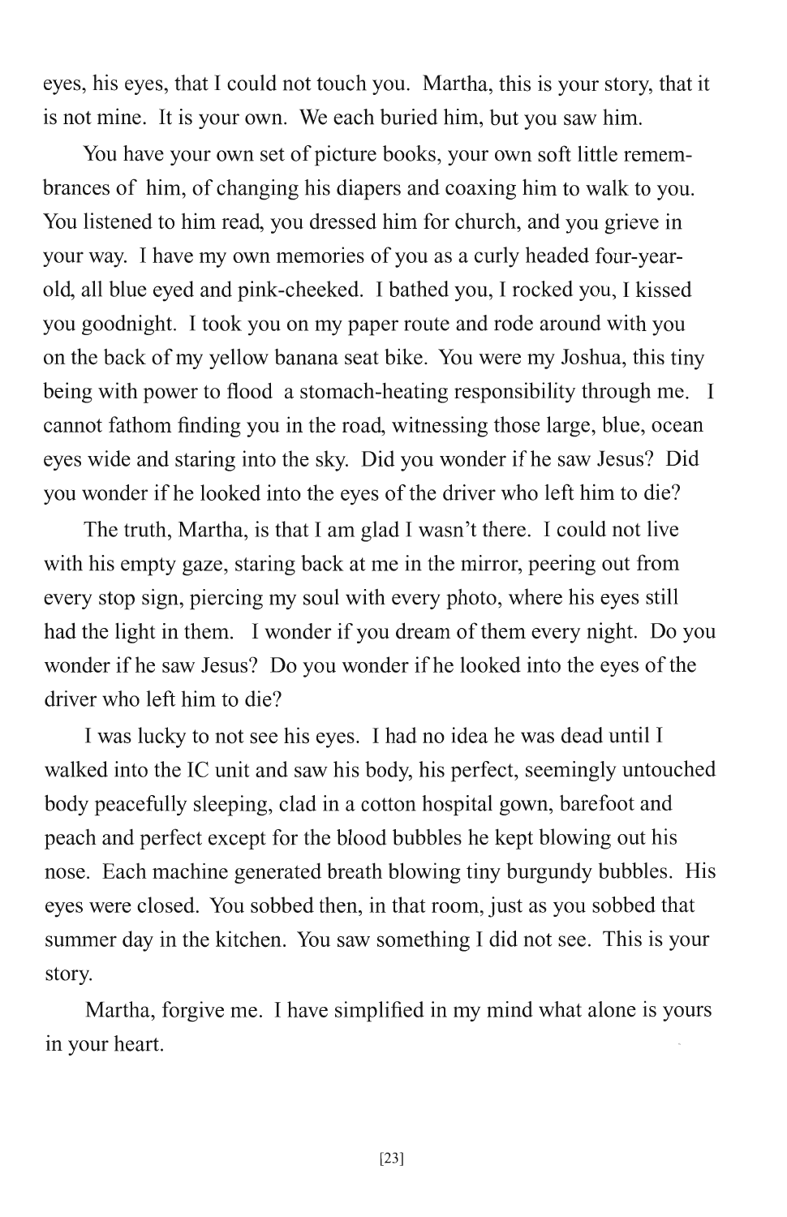eyes, his eyes, that I could not touch you. Martha, this is your story, that it is not mine. It is your own. We each buried him, but you saw him.

You have your own set of picture books, your own soft little remembrances of him, of changing his diapers and coaxing him to walk to you. You listened to him read, you dressed him for church, and you grieve in your way. I have my own memories of you as a curly headed four-year-old, all blue eyed and pink-cheeked. I bathed you, I rocked you, I kissed you goodnight. I took you on my paper route and rode around with you on the back of my yellow banana seat bike. You were my Joshua, this tiny being with power to flood a stomach-heating responsibility through me. I cannot fathom finding you in the road, witnessing those large, blue, ocean eyes wide and staring into the sky. Did you wonder if he saw Jesus? Did you wonder if he looked into the eyes of the driver who left him to die?

The truth, Martha, is that I am glad I wasn't there. I could not live with his empty gaze, staring back at me in the mirror, peering out from every stop sign, piercing my soul with every photo, where his eyes still had the light in them. I wonder if you dream of them every night. Do you wonder if he saw Jesus? Do you wonder if he looked into the eyes of the driver who left him to die?

I was lucky to not see his eyes. I had no idea he was dead until I walked into the IC unit and saw his body, his perfect, seemingly untouched body peacefully sleeping, clad in a cotton hospital gown, barefoot and peach and perfect except for the blood bubbles he kept blowing out his nose. Each machine generated breath blowing tiny burgundy bubbles. His eyes were closed. You sobbed then, in that room, just as you sobbed that summer day in the kitchen. You saw something I did not see. This is your story.

Martha, forgive me. I have simplified in my mind what alone is yours in your heart.